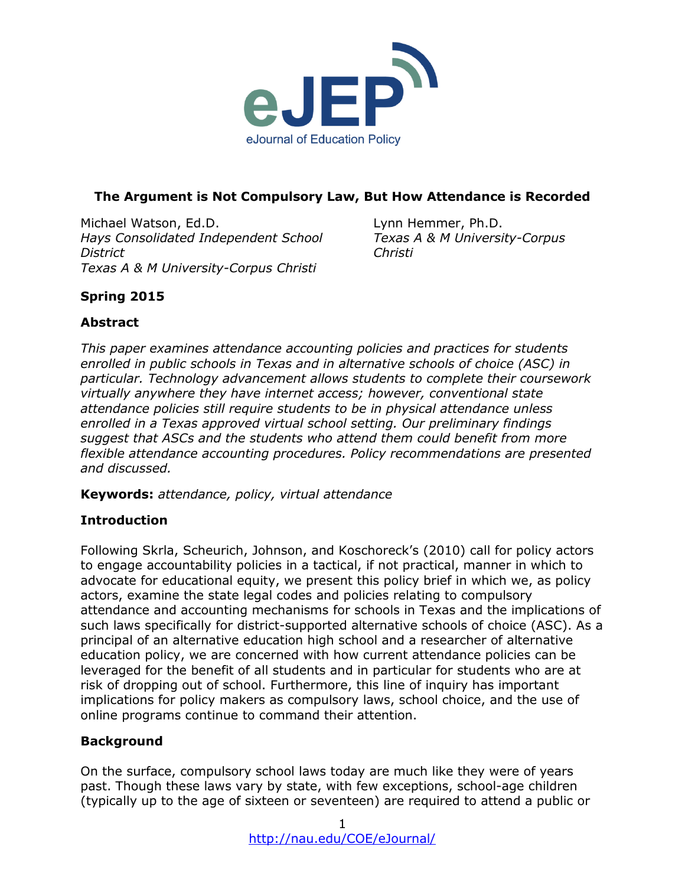# The Argument is Not Compulsory Law, But How Attendance is Recorded

Michael Watson, Ed.D.
*Hays Consolidated Independent School District*
*Texas A & M University-Corpus Christi*

Lynn Hemmer, Ph.D.
*Texas A & M University-Corpus Christi*

**Spring 2015**

## Abstract

*This paper examines attendance accounting policies and practices for students enrolled in public schools in Texas and in alternative schools of choice (ASC) in particular. Technology advancement allows students to complete their coursework virtually anywhere they have internet access; however, conventional state attendance policies still require students to be in physical attendance unless enrolled in a Texas approved virtual school setting. Our preliminary findings suggest that ASCs and the students who attend them could benefit from more flexible attendance accounting procedures. Policy recommendations are presented and discussed.*

**Keywords:** *attendance, policy, virtual attendance*

## Introduction

Following Skrla, Scheurich, Johnson, and Koschoreck's (2010) call for policy actors to engage accountability policies in a tactical, if not practical, manner in which to advocate for educational equity, we present this policy brief in which we, as policy actors, examine the state legal codes and policies relating to compulsory attendance and accounting mechanisms for schools in Texas and the implications of such laws specifically for district-supported alternative schools of choice (ASC). As a principal of an alternative education high school and a researcher of alternative education policy, we are concerned with how current attendance policies can be leveraged for the benefit of all students and in particular for students who are at risk of dropping out of school. Furthermore, this line of inquiry has important implications for policy makers as compulsory laws, school choice, and the use of online programs continue to command their attention.

## Background

On the surface, compulsory school laws today are much like they were of years past. Though these laws vary by state, with few exceptions, school-age children (typically up to the age of sixteen or seventeen) are required to attend a public or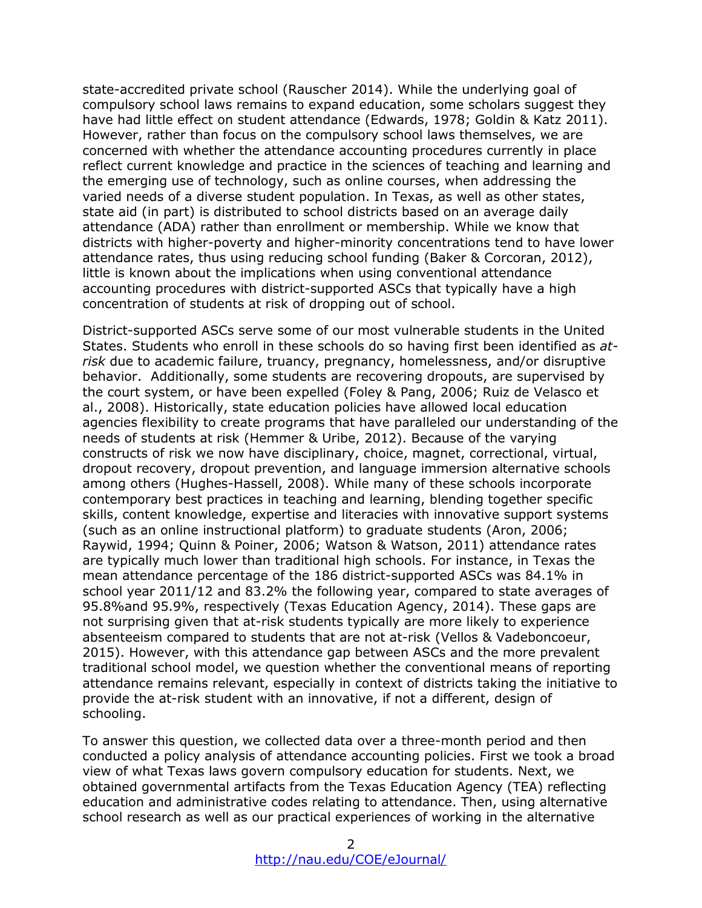state-accredited private school (Rauscher 2014). While the underlying goal of compulsory school laws remains to expand education, some scholars suggest they have had little effect on student attendance (Edwards, 1978; Goldin & Katz 2011). However, rather than focus on the compulsory school laws themselves, we are concerned with whether the attendance accounting procedures currently in place reflect current knowledge and practice in the sciences of teaching and learning and the emerging use of technology, such as online courses, when addressing the varied needs of a diverse student population. In Texas, as well as other states, state aid (in part) is distributed to school districts based on an average daily attendance (ADA) rather than enrollment or membership. While we know that districts with higher-poverty and higher-minority concentrations tend to have lower attendance rates, thus using reducing school funding (Baker & Corcoran, 2012), little is known about the implications when using conventional attendance accounting procedures with district-supported ASCs that typically have a high concentration of students at risk of dropping out of school.

District-supported ASCs serve some of our most vulnerable students in the United States. Students who enroll in these schools do so having first been identified as *at-risk* due to academic failure, truancy, pregnancy, homelessness, and/or disruptive behavior. Additionally, some students are recovering dropouts, are supervised by the court system, or have been expelled (Foley & Pang, 2006; Ruiz de Velasco et al., 2008). Historically, state education policies have allowed local education agencies flexibility to create programs that have paralleled our understanding of the needs of students at risk (Hemmer & Uribe, 2012). Because of the varying constructs of risk we now have disciplinary, choice, magnet, correctional, virtual, dropout recovery, dropout prevention, and language immersion alternative schools among others (Hughes-Hassell, 2008). While many of these schools incorporate contemporary best practices in teaching and learning, blending together specific skills, content knowledge, expertise and literacies with innovative support systems (such as an online instructional platform) to graduate students (Aron, 2006; Raywid, 1994; Quinn & Poiner, 2006; Watson & Watson, 2011) attendance rates are typically much lower than traditional high schools. For instance, in Texas the mean attendance percentage of the 186 district-supported ASCs was 84.1% in school year 2011/12 and 83.2% the following year, compared to state averages of 95.8%and 95.9%, respectively (Texas Education Agency, 2014). These gaps are not surprising given that at-risk students typically are more likely to experience absenteeism compared to students that are not at-risk (Vellos & Vadeboncoeur, 2015). However, with this attendance gap between ASCs and the more prevalent traditional school model, we question whether the conventional means of reporting attendance remains relevant, especially in context of districts taking the initiative to provide the at-risk student with an innovative, if not a different, design of schooling.

To answer this question, we collected data over a three-month period and then conducted a policy analysis of attendance accounting policies. First we took a broad view of what Texas laws govern compulsory education for students. Next, we obtained governmental artifacts from the Texas Education Agency (TEA) reflecting education and administrative codes relating to attendance. Then, using alternative school research as well as our practical experiences of working in the alternative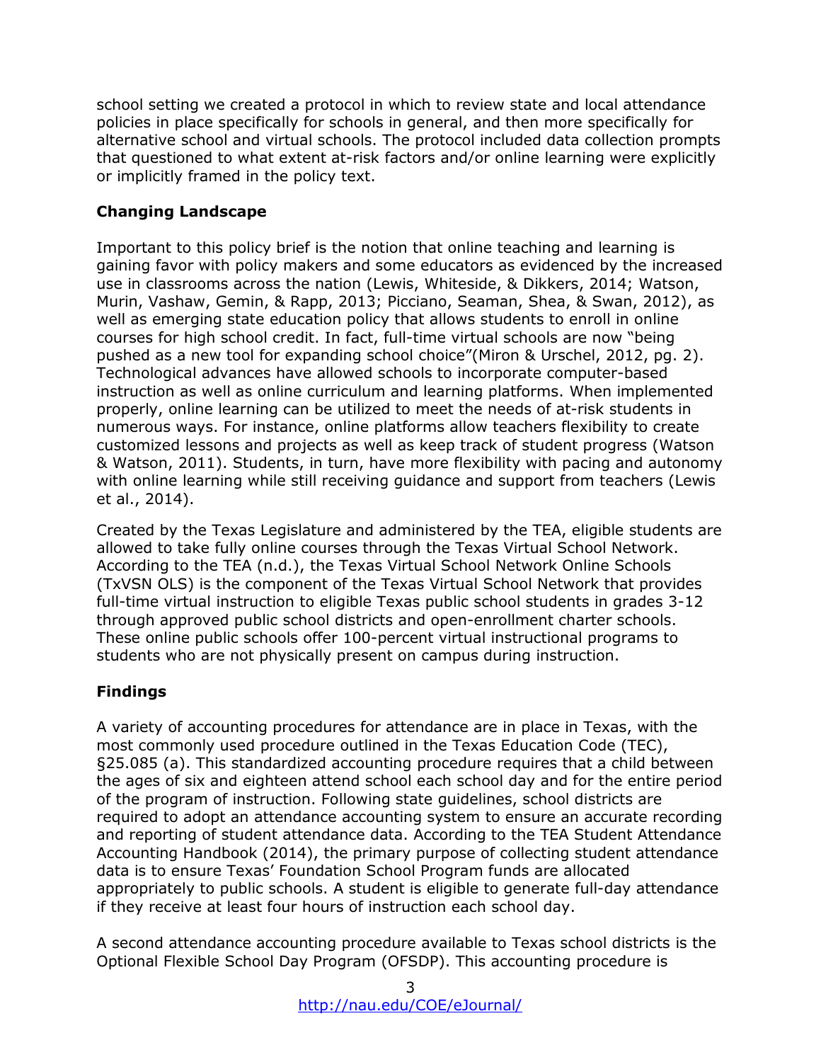school setting we created a protocol in which to review state and local attendance policies in place specifically for schools in general, and then more specifically for alternative school and virtual schools. The protocol included data collection prompts that questioned to what extent at-risk factors and/or online learning were explicitly or implicitly framed in the policy text.

## Changing Landscape

Important to this policy brief is the notion that online teaching and learning is gaining favor with policy makers and some educators as evidenced by the increased use in classrooms across the nation (Lewis, Whiteside, & Dikkers, 2014; Watson, Murin, Vashaw, Gemin, & Rapp, 2013; Picciano, Seaman, Shea, & Swan, 2012), as well as emerging state education policy that allows students to enroll in online courses for high school credit. In fact, full-time virtual schools are now "being pushed as a new tool for expanding school choice"(Miron & Urschel, 2012, pg. 2). Technological advances have allowed schools to incorporate computer-based instruction as well as online curriculum and learning platforms. When implemented properly, online learning can be utilized to meet the needs of at-risk students in numerous ways. For instance, online platforms allow teachers flexibility to create customized lessons and projects as well as keep track of student progress (Watson & Watson, 2011). Students, in turn, have more flexibility with pacing and autonomy with online learning while still receiving guidance and support from teachers (Lewis et al., 2014).

Created by the Texas Legislature and administered by the TEA, eligible students are allowed to take fully online courses through the Texas Virtual School Network. According to the TEA (n.d.), the Texas Virtual School Network Online Schools (TxVSN OLS) is the component of the Texas Virtual School Network that provides full-time virtual instruction to eligible Texas public school students in grades 3-12 through approved public school districts and open-enrollment charter schools. These online public schools offer 100-percent virtual instructional programs to students who are not physically present on campus during instruction.

## Findings

A variety of accounting procedures for attendance are in place in Texas, with the most commonly used procedure outlined in the Texas Education Code (TEC), §25.085 (a). This standardized accounting procedure requires that a child between the ages of six and eighteen attend school each school day and for the entire period of the program of instruction. Following state guidelines, school districts are required to adopt an attendance accounting system to ensure an accurate recording and reporting of student attendance data. According to the TEA Student Attendance Accounting Handbook (2014), the primary purpose of collecting student attendance data is to ensure Texas' Foundation School Program funds are allocated appropriately to public schools. A student is eligible to generate full-day attendance if they receive at least four hours of instruction each school day.

A second attendance accounting procedure available to Texas school districts is the Optional Flexible School Day Program (OFSDP). This accounting procedure is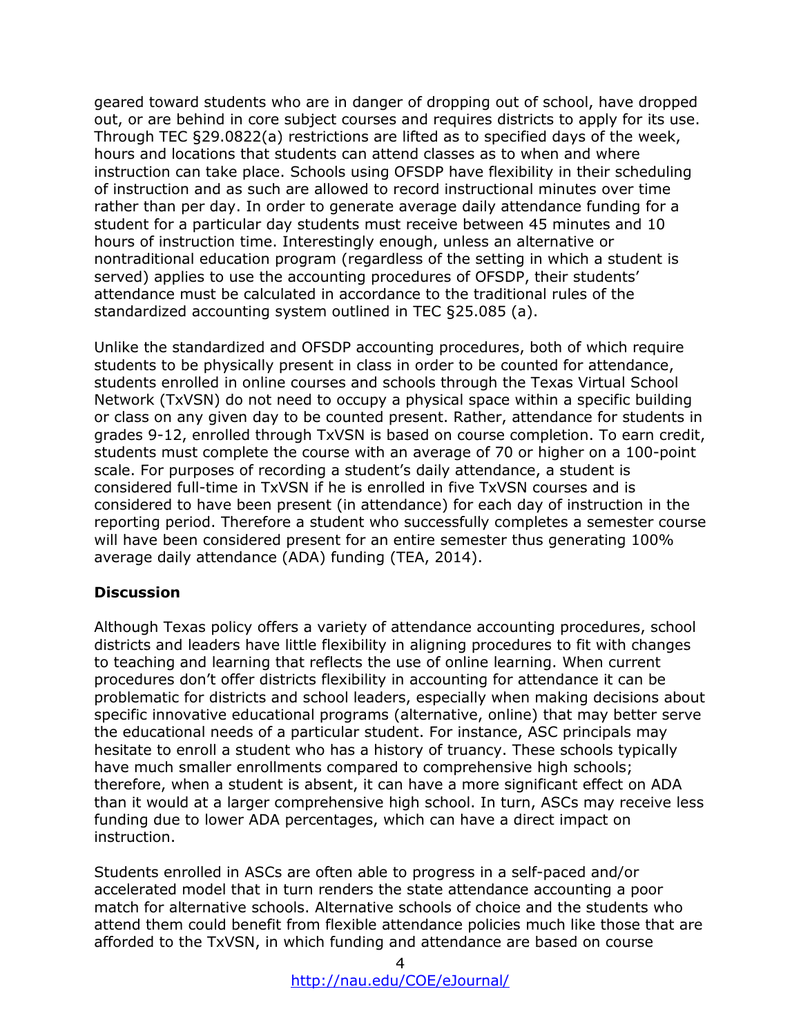geared toward students who are in danger of dropping out of school, have dropped out, or are behind in core subject courses and requires districts to apply for its use. Through TEC §29.0822(a) restrictions are lifted as to specified days of the week, hours and locations that students can attend classes as to when and where instruction can take place. Schools using OFSDP have flexibility in their scheduling of instruction and as such are allowed to record instructional minutes over time rather than per day. In order to generate average daily attendance funding for a student for a particular day students must receive between 45 minutes and 10 hours of instruction time. Interestingly enough, unless an alternative or nontraditional education program (regardless of the setting in which a student is served) applies to use the accounting procedures of OFSDP, their students' attendance must be calculated in accordance to the traditional rules of the standardized accounting system outlined in TEC §25.085 (a).

Unlike the standardized and OFSDP accounting procedures, both of which require students to be physically present in class in order to be counted for attendance, students enrolled in online courses and schools through the Texas Virtual School Network (TxVSN) do not need to occupy a physical space within a specific building or class on any given day to be counted present. Rather, attendance for students in grades 9-12, enrolled through TxVSN is based on course completion. To earn credit, students must complete the course with an average of 70 or higher on a 100-point scale. For purposes of recording a student's daily attendance, a student is considered full-time in TxVSN if he is enrolled in five TxVSN courses and is considered to have been present (in attendance) for each day of instruction in the reporting period. Therefore a student who successfully completes a semester course will have been considered present for an entire semester thus generating 100% average daily attendance (ADA) funding (TEA, 2014).

## Discussion

Although Texas policy offers a variety of attendance accounting procedures, school districts and leaders have little flexibility in aligning procedures to fit with changes to teaching and learning that reflects the use of online learning. When current procedures don't offer districts flexibility in accounting for attendance it can be problematic for districts and school leaders, especially when making decisions about specific innovative educational programs (alternative, online) that may better serve the educational needs of a particular student. For instance, ASC principals may hesitate to enroll a student who has a history of truancy. These schools typically have much smaller enrollments compared to comprehensive high schools; therefore, when a student is absent, it can have a more significant effect on ADA than it would at a larger comprehensive high school. In turn, ASCs may receive less funding due to lower ADA percentages, which can have a direct impact on instruction.

Students enrolled in ASCs are often able to progress in a self-paced and/or accelerated model that in turn renders the state attendance accounting a poor match for alternative schools. Alternative schools of choice and the students who attend them could benefit from flexible attendance policies much like those that are afforded to the TxVSN, in which funding and attendance are based on course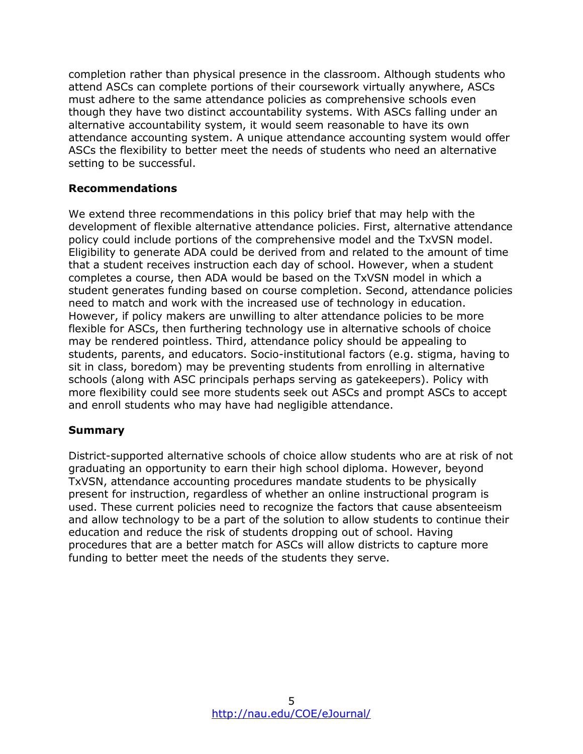completion rather than physical presence in the classroom. Although students who attend ASCs can complete portions of their coursework virtually anywhere, ASCs must adhere to the same attendance policies as comprehensive schools even though they have two distinct accountability systems. With ASCs falling under an alternative accountability system, it would seem reasonable to have its own attendance accounting system. A unique attendance accounting system would offer ASCs the flexibility to better meet the needs of students who need an alternative setting to be successful.

## Recommendations

We extend three recommendations in this policy brief that may help with the development of flexible alternative attendance policies. First, alternative attendance policy could include portions of the comprehensive model and the TxVSN model. Eligibility to generate ADA could be derived from and related to the amount of time that a student receives instruction each day of school. However, when a student completes a course, then ADA would be based on the TxVSN model in which a student generates funding based on course completion. Second, attendance policies need to match and work with the increased use of technology in education. However, if policy makers are unwilling to alter attendance policies to be more flexible for ASCs, then furthering technology use in alternative schools of choice may be rendered pointless. Third, attendance policy should be appealing to students, parents, and educators. Socio-institutional factors (e.g. stigma, having to sit in class, boredom) may be preventing students from enrolling in alternative schools (along with ASC principals perhaps serving as gatekeepers). Policy with more flexibility could see more students seek out ASCs and prompt ASCs to accept and enroll students who may have had negligible attendance.

## Summary

District-supported alternative schools of choice allow students who are at risk of not graduating an opportunity to earn their high school diploma. However, beyond TxVSN, attendance accounting procedures mandate students to be physically present for instruction, regardless of whether an online instructional program is used. These current policies need to recognize the factors that cause absenteeism and allow technology to be a part of the solution to allow students to continue their education and reduce the risk of students dropping out of school. Having procedures that are a better match for ASCs will allow districts to capture more funding to better meet the needs of the students they serve.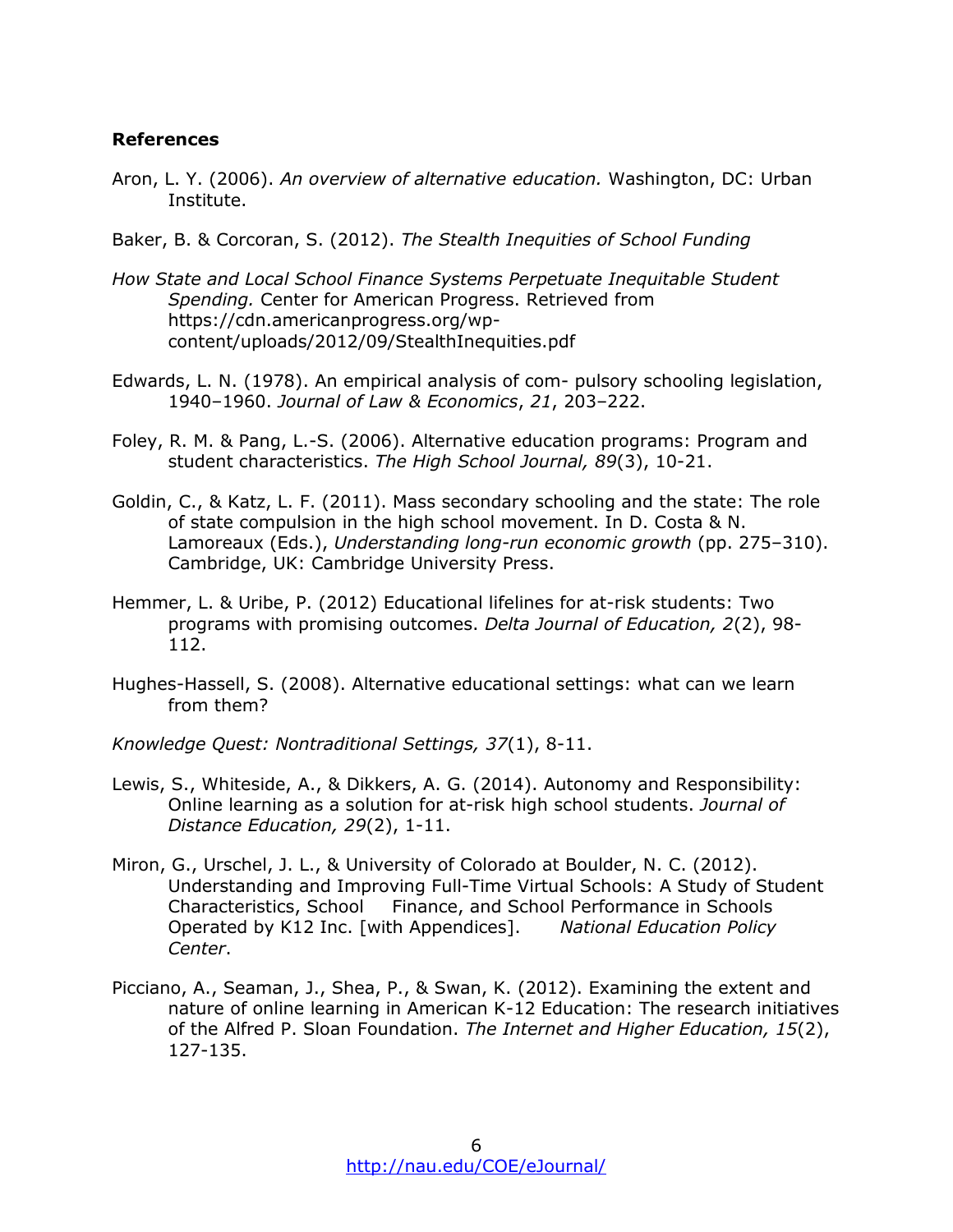**References**

Aron, L. Y. (2006). *An overview of alternative education.* Washington, DC: Urban Institute.

Baker, B. & Corcoran, S. (2012). *The Stealth Inequities of School Funding*

*How State and Local School Finance Systems Perpetuate Inequitable Student Spending.* Center for American Progress. Retrieved from https://cdn.americanprogress.org/wp-content/uploads/2012/09/StealthInequities.pdf

Edwards, L. N. (1978). An empirical analysis of com- pulsory schooling legislation, 1940–1960. *Journal of Law & Economics*, *21*, 203–222.

Foley, R. M. & Pang, L.-S. (2006). Alternative education programs: Program and student characteristics. *The High School Journal, 89*(3), 10-21.

Goldin, C., & Katz, L. F. (2011). Mass secondary schooling and the state: The role of state compulsion in the high school movement. In D. Costa & N. Lamoreaux (Eds.), *Understanding long-run economic growth* (pp. 275–310). Cambridge, UK: Cambridge University Press.

Hemmer, L. & Uribe, P. (2012) Educational lifelines for at-risk students: Two programs with promising outcomes. *Delta Journal of Education, 2*(2), 98-112.

Hughes-Hassell, S. (2008). Alternative educational settings: what can we learn from them?

*Knowledge Quest: Nontraditional Settings, 37*(1), 8-11.

Lewis, S., Whiteside, A., & Dikkers, A. G. (2014). Autonomy and Responsibility: Online learning as a solution for at-risk high school students. *Journal of Distance Education, 29*(2), 1-11.

Miron, G., Urschel, J. L., & University of Colorado at Boulder, N. C. (2012). Understanding and Improving Full-Time Virtual Schools: A Study of Student Characteristics, School Finance, and School Performance in Schools Operated by K12 Inc. [with Appendices]. *National Education Policy Center*.

Picciano, A., Seaman, J., Shea, P., & Swan, K. (2012). Examining the extent and nature of online learning in American K-12 Education: The research initiatives of the Alfred P. Sloan Foundation. *The Internet and Higher Education, 15*(2), 127-135.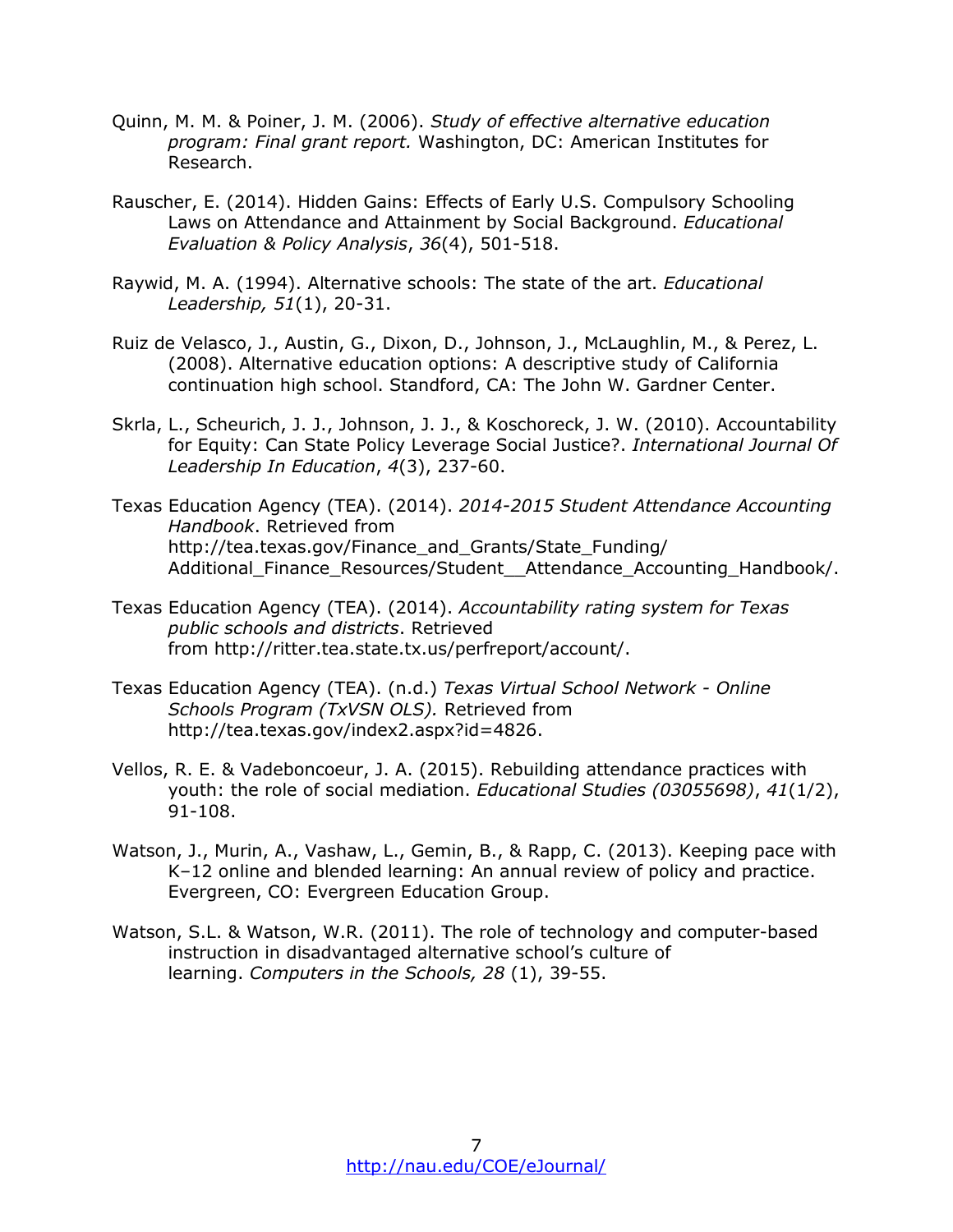Quinn, M. M. & Poiner, J. M. (2006). *Study of effective alternative education program: Final grant report.* Washington, DC: American Institutes for Research.

Rauscher, E. (2014). Hidden Gains: Effects of Early U.S. Compulsory Schooling Laws on Attendance and Attainment by Social Background. *Educational Evaluation & Policy Analysis*, *36*(4), 501-518.

Raywid, M. A. (1994). Alternative schools: The state of the art. *Educational Leadership, 51*(1), 20-31.

Ruiz de Velasco, J., Austin, G., Dixon, D., Johnson, J., McLaughlin, M., & Perez, L. (2008). Alternative education options: A descriptive study of California continuation high school. Standford, CA: The John W. Gardner Center.

Skrla, L., Scheurich, J. J., Johnson, J. J., & Koschoreck, J. W. (2010). Accountability for Equity: Can State Policy Leverage Social Justice?. *International Journal Of Leadership In Education*, *4*(3), 237-60.

Texas Education Agency (TEA). (2014). *2014-2015 Student Attendance Accounting Handbook*. Retrieved from http://tea.texas.gov/Finance_and_Grants/State_Funding/Additional_Finance_Resources/Student__Attendance_Accounting_Handbook/.

Texas Education Agency (TEA). (2014). *Accountability rating system for Texas public schools and districts*. Retrieved from http://ritter.tea.state.tx.us/perfreport/account/.

Texas Education Agency (TEA). (n.d.) *Texas Virtual School Network - Online Schools Program (TxVSN OLS).* Retrieved from http://tea.texas.gov/index2.aspx?id=4826.

Vellos, R. E. & Vadeboncoeur, J. A. (2015). Rebuilding attendance practices with youth: the role of social mediation. *Educational Studies (03055698)*, *41*(1/2), 91-108.

Watson, J., Murin, A., Vashaw, L., Gemin, B., & Rapp, C. (2013). Keeping pace with K–12 online and blended learning: An annual review of policy and practice. Evergreen, CO: Evergreen Education Group.

Watson, S.L. & Watson, W.R. (2011). The role of technology and computer-based instruction in disadvantaged alternative school's culture of learning. *Computers in the Schools, 28* (1), 39-55.